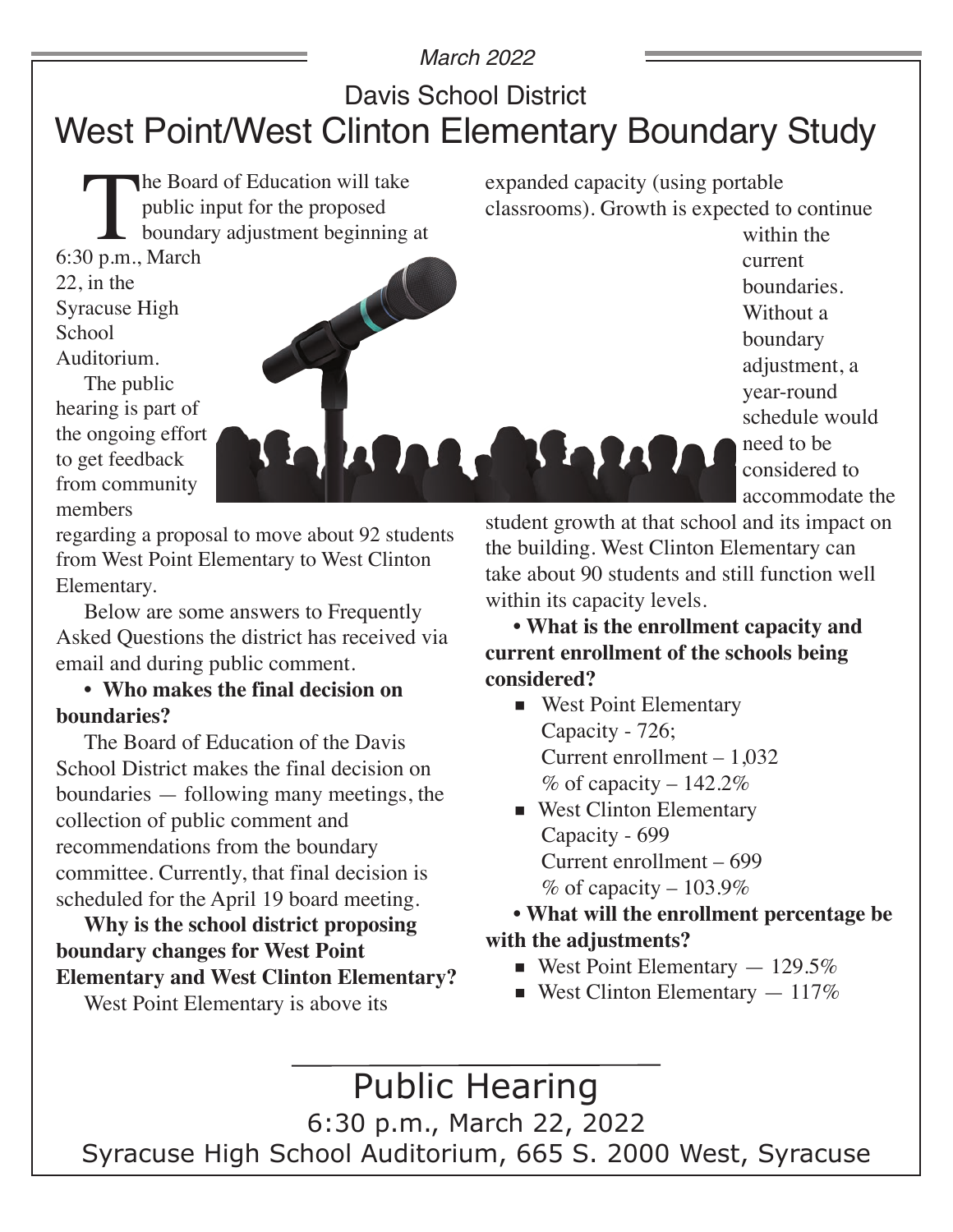March 2022

Davis School District

# West Point/West Clinton Elementary Boundary Study

The Board of Education will take public input for the proposed boundary adjustment beginning at 6:30 p.m., March 22, in the Syracuse High School Auditorium.

The public hearing is part of the ongoing effort to get feedback from community members regarding a proposal to move about 92 students from West Point Elementary to West Clinton Elementary.

Below are some answers to Frequently Asked Questions the district has received via email and during public comment.

**• Who makes the final decision on boundaries?**

The Board of Education of the Davis School District makes the final decision on boundaries — following many meetings, the collection of public comment and recommendations from the boundary committee. Currently, that final decision is scheduled for the April 19 board meeting.

**Why is the school district proposing boundary changes for West Point Elementary and West Clinton Elementary?**

West Point Elementary is above its expanded capacity (using portable classrooms). Growth is expected to continue within the current boundaries. Without a boundary adjustment, a year-round schedule would need to be considered to accommodate the student growth at that school and its impact on the building. West Clinton Elementary can take about 90 students and still function well within its capacity levels.

**• What is the enrollment capacity and current enrollment of the schools being considered?**

- West Point Elementary
  Capacity - 726;
  Current enrollment – 1,032
  % of capacity – 142.2%
- West Clinton Elementary
  Capacity - 699
  Current enrollment – 699
  % of capacity – 103.9%

**• What will the enrollment percentage be with the adjustments?**

- West Point Elementary — 129.5%
- West Clinton Elementary — 117%

## Public Hearing

6:30 p.m., March 22, 2022

Syracuse High School Auditorium, 665 S. 2000 West, Syracuse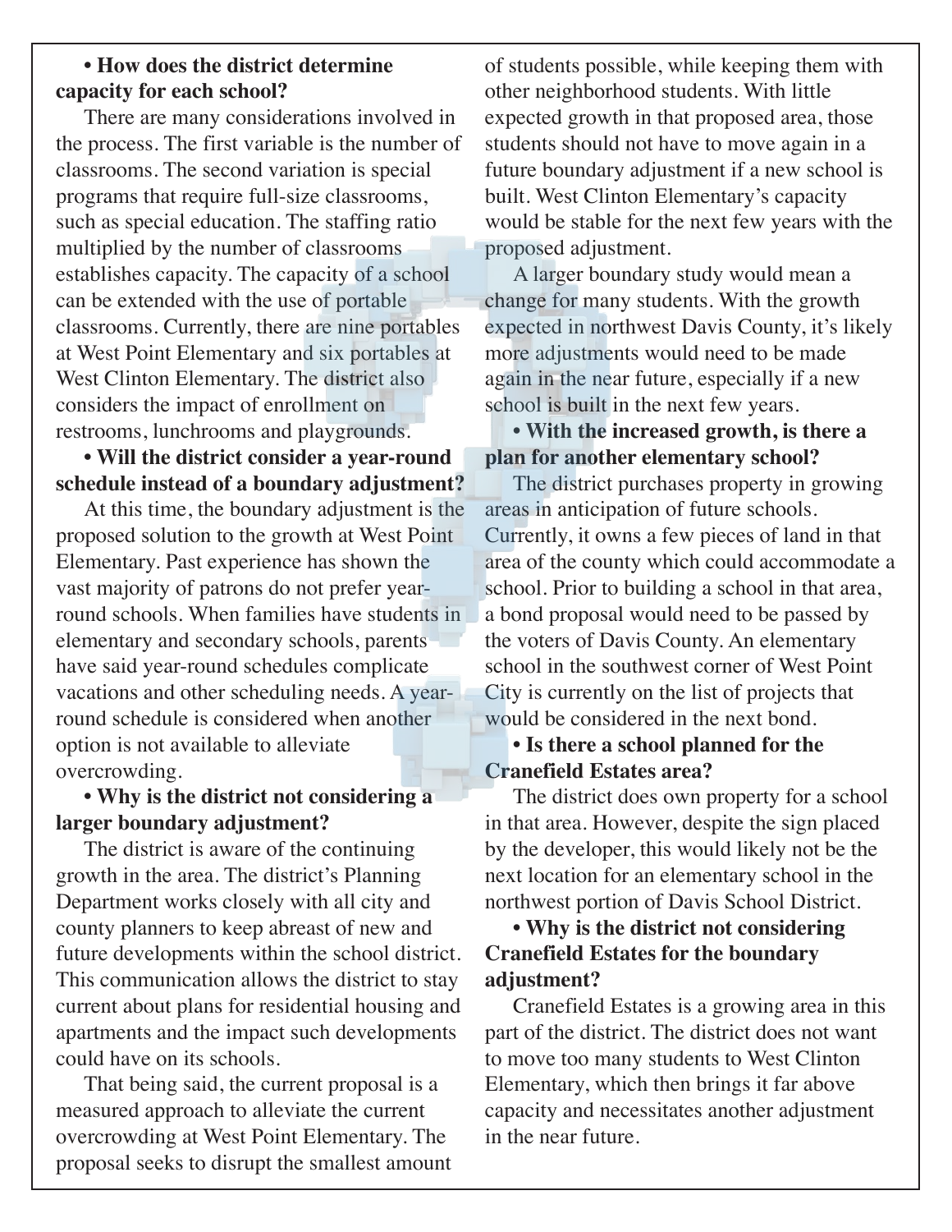**• How does the district determine capacity for each school?**

There are many considerations involved in the process. The first variable is the number of classrooms. The second variation is special programs that require full-size classrooms, such as special education. The staffing ratio multiplied by the number of classrooms establishes capacity. The capacity of a school can be extended with the use of portable classrooms. Currently, there are nine portables at West Point Elementary and six portables at West Clinton Elementary. The district also considers the impact of enrollment on restrooms, lunchrooms and playgrounds.

**• Will the district consider a year-round schedule instead of a boundary adjustment?**

At this time, the boundary adjustment is the proposed solution to the growth at West Point Elementary. Past experience has shown the vast majority of patrons do not prefer year-round schools. When families have students in elementary and secondary schools, parents have said year-round schedules complicate vacations and other scheduling needs. A year-round schedule is considered when another option is not available to alleviate overcrowding.

**• Why is the district not considering a larger boundary adjustment?**

The district is aware of the continuing growth in the area. The district's Planning Department works closely with all city and county planners to keep abreast of new and future developments within the school district. This communication allows the district to stay current about plans for residential housing and apartments and the impact such developments could have on its schools.

That being said, the current proposal is a measured approach to alleviate the current overcrowding at West Point Elementary. The proposal seeks to disrupt the smallest amount of students possible, while keeping them with other neighborhood students. With little expected growth in that proposed area, those students should not have to move again in a future boundary adjustment if a new school is built. West Clinton Elementary's capacity would be stable for the next few years with the proposed adjustment.

A larger boundary study would mean a change for many students. With the growth expected in northwest Davis County, it's likely more adjustments would need to be made again in the near future, especially if a new school is built in the next few years.

**• With the increased growth, is there a plan for another elementary school?**

The district purchases property in growing areas in anticipation of future schools. Currently, it owns a few pieces of land in that area of the county which could accommodate a school. Prior to building a school in that area, a bond proposal would need to be passed by the voters of Davis County. An elementary school in the southwest corner of West Point City is currently on the list of projects that would be considered in the next bond.

**• Is there a school planned for the Cranefield Estates area?**

The district does own property for a school in that area. However, despite the sign placed by the developer, this would likely not be the next location for an elementary school in the northwest portion of Davis School District.

**• Why is the district not considering Cranefield Estates for the boundary adjustment?**

Cranefield Estates is a growing area in this part of the district. The district does not want to move too many students to West Clinton Elementary, which then brings it far above capacity and necessitates another adjustment in the near future.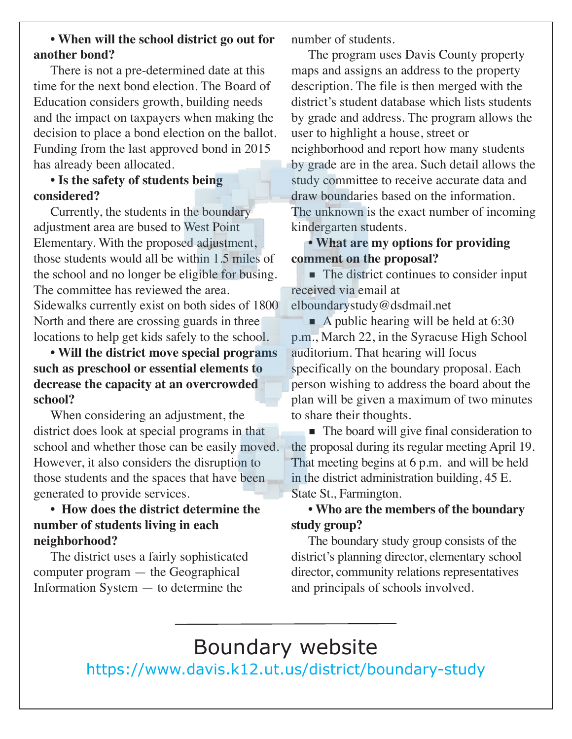**• When will the school district go out for another bond?**

There is not a pre-determined date at this time for the next bond election. The Board of Education considers growth, building needs and the impact on taxpayers when making the decision to place a bond election on the ballot. Funding from the last approved bond in 2015 has already been allocated.

**• Is the safety of students being considered?**

Currently, the students in the boundary adjustment area are bused to West Point Elementary. With the proposed adjustment, those students would all be within 1.5 miles of the school and no longer be eligible for busing. The committee has reviewed the area. Sidewalks currently exist on both sides of 1800 North and there are crossing guards in three locations to help get kids safely to the school.

**• Will the district move special programs such as preschool or essential elements to decrease the capacity at an overcrowded school?**

When considering an adjustment, the district does look at special programs in that school and whether those can be easily moved. However, it also considers the disruption to those students and the spaces that have been generated to provide services.

**• How does the district determine the number of students living in each neighborhood?**

The district uses a fairly sophisticated computer program — the Geographical Information System — to determine the number of students.

The program uses Davis County property maps and assigns an address to the property description. The file is then merged with the district's student database which lists students by grade and address. The program allows the user to highlight a house, street or neighborhood and report how many students by grade are in the area. Such detail allows the study committee to receive accurate data and draw boundaries based on the information. The unknown is the exact number of incoming kindergarten students.

**• What are my options for providing comment on the proposal?**

- The district continues to consider input received via email at elboundarystudy@dsdmail.net
- A public hearing will be held at 6:30 p.m., March 22, in the Syracuse High School auditorium. That hearing will focus specifically on the boundary proposal. Each person wishing to address the board about the plan will be given a maximum of two minutes to share their thoughts.
- The board will give final consideration to the proposal during its regular meeting April 19. That meeting begins at 6 p.m. and will be held in the district administration building, 45 E. State St., Farmington.

**• Who are the members of the boundary study group?**

The boundary study group consists of the district's planning director, elementary school director, community relations representatives and principals of schools involved.

---

## Boundary website

https://www.davis.k12.ut.us/district/boundary-study